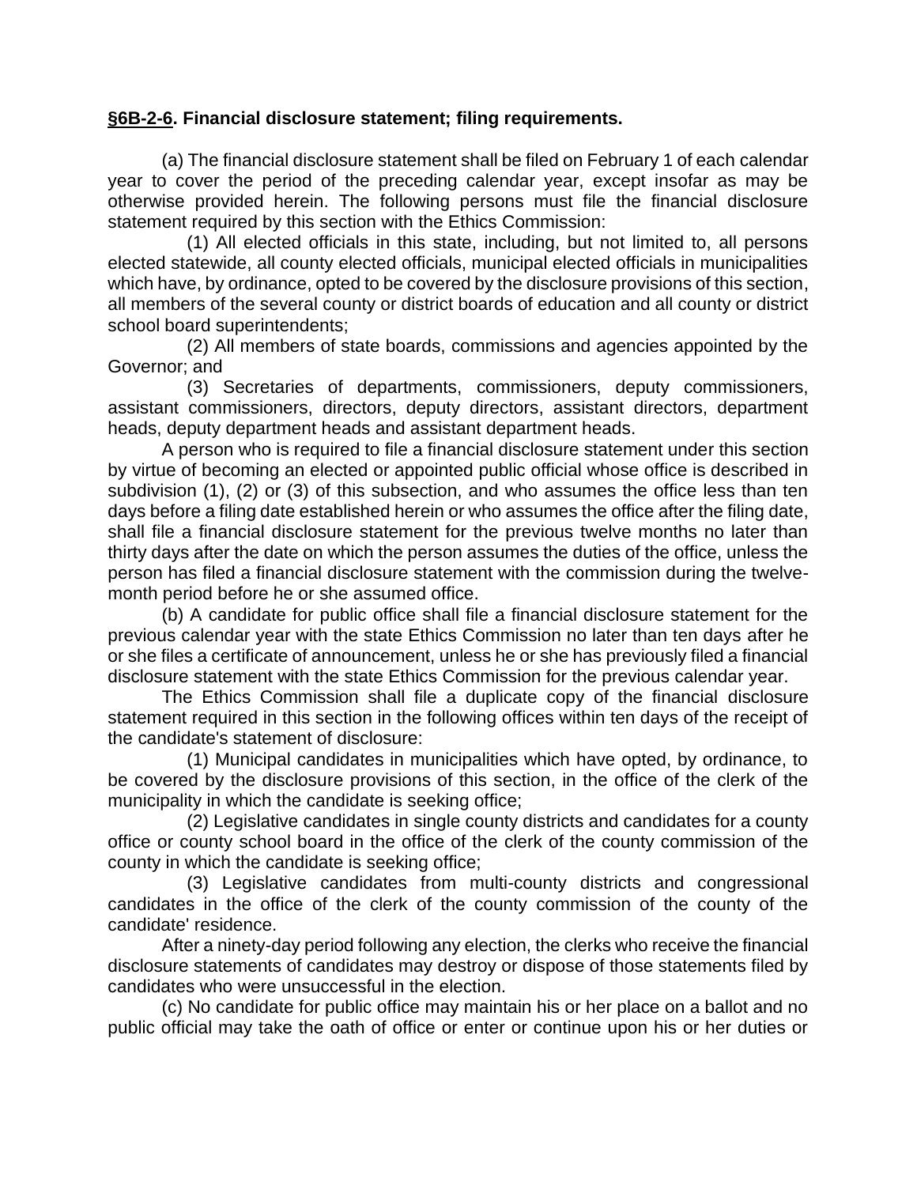**§6B-2-6. Financial disclosure statement; filing requirements.**

(a) The financial disclosure statement shall be filed on February 1 of each calendar year to cover the period of the preceding calendar year, except insofar as may be otherwise provided herein. The following persons must file the financial disclosure statement required by this section with the Ethics Commission:

(1) All elected officials in this state, including, but not limited to, all persons elected statewide, all county elected officials, municipal elected officials in municipalities which have, by ordinance, opted to be covered by the disclosure provisions of this section, all members of the several county or district boards of education and all county or district school board superintendents;

(2) All members of state boards, commissions and agencies appointed by the Governor; and

(3) Secretaries of departments, commissioners, deputy commissioners, assistant commissioners, directors, deputy directors, assistant directors, department heads, deputy department heads and assistant department heads.

A person who is required to file a financial disclosure statement under this section by virtue of becoming an elected or appointed public official whose office is described in subdivision (1), (2) or (3) of this subsection, and who assumes the office less than ten days before a filing date established herein or who assumes the office after the filing date, shall file a financial disclosure statement for the previous twelve months no later than thirty days after the date on which the person assumes the duties of the office, unless the person has filed a financial disclosure statement with the commission during the twelve-month period before he or she assumed office.

(b) A candidate for public office shall file a financial disclosure statement for the previous calendar year with the state Ethics Commission no later than ten days after he or she files a certificate of announcement, unless he or she has previously filed a financial disclosure statement with the state Ethics Commission for the previous calendar year.

The Ethics Commission shall file a duplicate copy of the financial disclosure statement required in this section in the following offices within ten days of the receipt of the candidate's statement of disclosure:

(1) Municipal candidates in municipalities which have opted, by ordinance, to be covered by the disclosure provisions of this section, in the office of the clerk of the municipality in which the candidate is seeking office;

(2) Legislative candidates in single county districts and candidates for a county office or county school board in the office of the clerk of the county commission of the county in which the candidate is seeking office;

(3) Legislative candidates from multi-county districts and congressional candidates in the office of the clerk of the county commission of the county of the candidate' residence.

After a ninety-day period following any election, the clerks who receive the financial disclosure statements of candidates may destroy or dispose of those statements filed by candidates who were unsuccessful in the election.

(c) No candidate for public office may maintain his or her place on a ballot and no public official may take the oath of office or enter or continue upon his or her duties or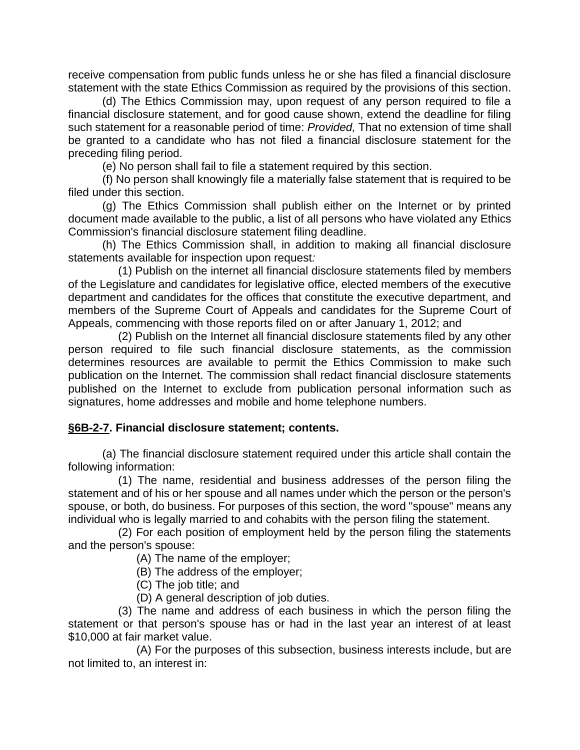receive compensation from public funds unless he or she has filed a financial disclosure statement with the state Ethics Commission as required by the provisions of this section.

(d) The Ethics Commission may, upon request of any person required to file a financial disclosure statement, and for good cause shown, extend the deadline for filing such statement for a reasonable period of time: *Provided,* That no extension of time shall be granted to a candidate who has not filed a financial disclosure statement for the preceding filing period.

(e) No person shall fail to file a statement required by this section.

(f) No person shall knowingly file a materially false statement that is required to be filed under this section.

(g) The Ethics Commission shall publish either on the Internet or by printed document made available to the public, a list of all persons who have violated any Ethics Commission's financial disclosure statement filing deadline.

(h) The Ethics Commission shall, in addition to making all financial disclosure statements available for inspection upon request*:*

(1) Publish on the internet all financial disclosure statements filed by members of the Legislature and candidates for legislative office, elected members of the executive department and candidates for the offices that constitute the executive department, and members of the Supreme Court of Appeals and candidates for the Supreme Court of Appeals, commencing with those reports filed on or after January 1, 2012; and

(2) Publish on the Internet all financial disclosure statements filed by any other person required to file such financial disclosure statements, as the commission determines resources are available to permit the Ethics Commission to make such publication on the Internet. The commission shall redact financial disclosure statements published on the Internet to exclude from publication personal information such as signatures, home addresses and mobile and home telephone numbers.

### **<u>§6B-2-7</u>. Financial disclosure statement; contents.**

(a) The financial disclosure statement required under this article shall contain the following information:

(1) The name, residential and business addresses of the person filing the statement and of his or her spouse and all names under which the person or the person's spouse, or both, do business. For purposes of this section, the word "spouse" means any individual who is legally married to and cohabits with the person filing the statement.

(2) For each position of employment held by the person filing the statements and the person's spouse:

(A) The name of the employer;

(B) The address of the employer;

(C) The job title; and

(D) A general description of job duties.

(3) The name and address of each business in which the person filing the statement or that person's spouse has or had in the last year an interest of at least $10,000 at fair market value.

(A) For the purposes of this subsection, business interests include, but are not limited to, an interest in: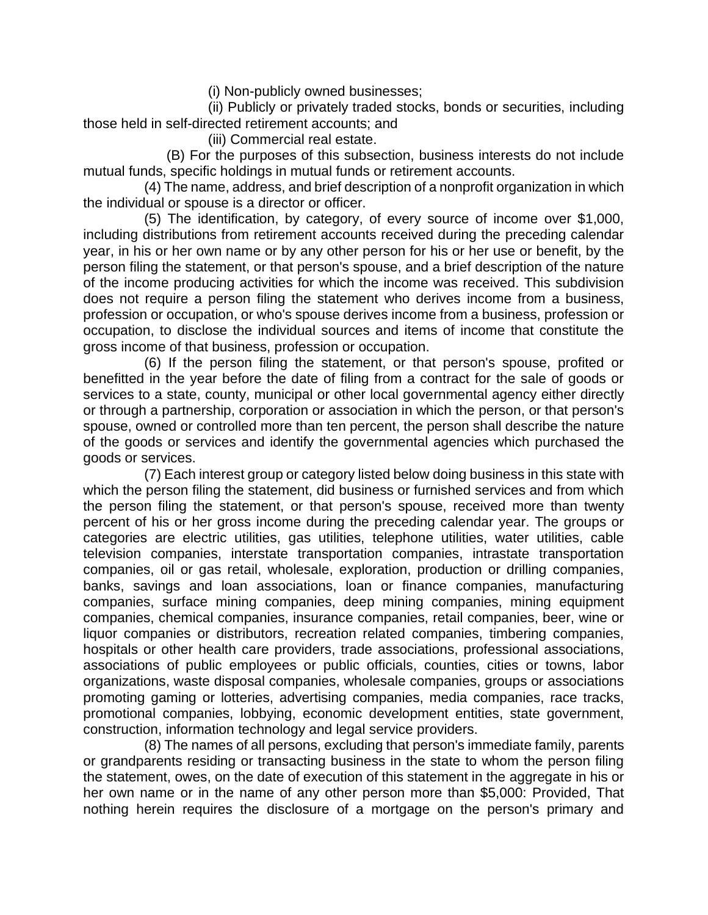(i) Non-publicly owned businesses;

(ii) Publicly or privately traded stocks, bonds or securities, including those held in self-directed retirement accounts; and

(iii) Commercial real estate.

(B) For the purposes of this subsection, business interests do not include mutual funds, specific holdings in mutual funds or retirement accounts.

(4) The name, address, and brief description of a nonprofit organization in which the individual or spouse is a director or officer.

(5) The identification, by category, of every source of income over $1,000, including distributions from retirement accounts received during the preceding calendar year, in his or her own name or by any other person for his or her use or benefit, by the person filing the statement, or that person's spouse, and a brief description of the nature of the income producing activities for which the income was received. This subdivision does not require a person filing the statement who derives income from a business, profession or occupation, or who's spouse derives income from a business, profession or occupation, to disclose the individual sources and items of income that constitute the gross income of that business, profession or occupation.

(6) If the person filing the statement, or that person's spouse, profited or benefitted in the year before the date of filing from a contract for the sale of goods or services to a state, county, municipal or other local governmental agency either directly or through a partnership, corporation or association in which the person, or that person's spouse, owned or controlled more than ten percent, the person shall describe the nature of the goods or services and identify the governmental agencies which purchased the goods or services.

(7) Each interest group or category listed below doing business in this state with which the person filing the statement, did business or furnished services and from which the person filing the statement, or that person's spouse, received more than twenty percent of his or her gross income during the preceding calendar year. The groups or categories are electric utilities, gas utilities, telephone utilities, water utilities, cable television companies, interstate transportation companies, intrastate transportation companies, oil or gas retail, wholesale, exploration, production or drilling companies, banks, savings and loan associations, loan or finance companies, manufacturing companies, surface mining companies, deep mining companies, mining equipment companies, chemical companies, insurance companies, retail companies, beer, wine or liquor companies or distributors, recreation related companies, timbering companies, hospitals or other health care providers, trade associations, professional associations, associations of public employees or public officials, counties, cities or towns, labor organizations, waste disposal companies, wholesale companies, groups or associations promoting gaming or lotteries, advertising companies, media companies, race tracks, promotional companies, lobbying, economic development entities, state government, construction, information technology and legal service providers.

(8) The names of all persons, excluding that person's immediate family, parents or grandparents residing or transacting business in the state to whom the person filing the statement, owes, on the date of execution of this statement in the aggregate in his or her own name or in the name of any other person more than $5,000: Provided, That nothing herein requires the disclosure of a mortgage on the person's primary and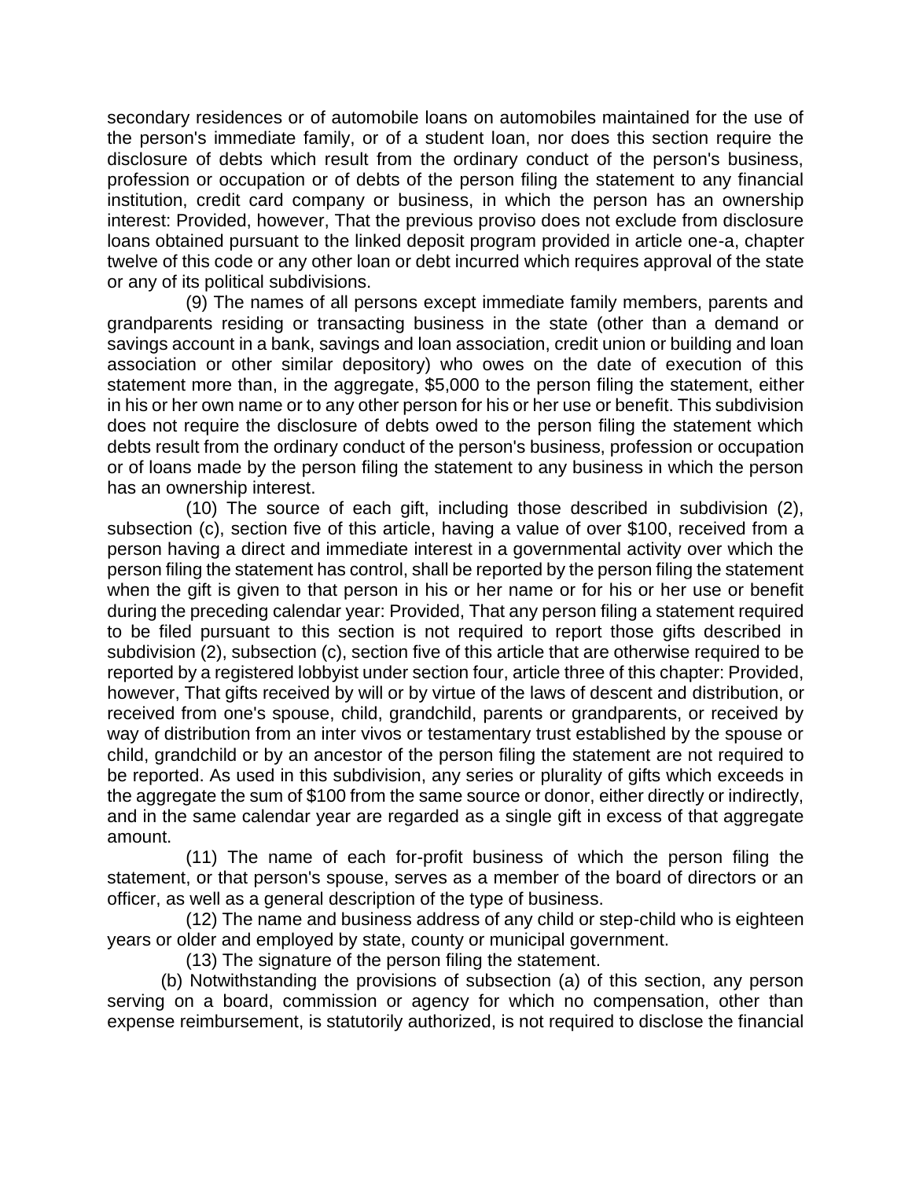secondary residences or of automobile loans on automobiles maintained for the use of the person's immediate family, or of a student loan, nor does this section require the disclosure of debts which result from the ordinary conduct of the person's business, profession or occupation or of debts of the person filing the statement to any financial institution, credit card company or business, in which the person has an ownership interest: Provided, however, That the previous proviso does not exclude from disclosure loans obtained pursuant to the linked deposit program provided in article one-a, chapter twelve of this code or any other loan or debt incurred which requires approval of the state or any of its political subdivisions.

(9) The names of all persons except immediate family members, parents and grandparents residing or transacting business in the state (other than a demand or savings account in a bank, savings and loan association, credit union or building and loan association or other similar depository) who owes on the date of execution of this statement more than, in the aggregate, $5,000 to the person filing the statement, either in his or her own name or to any other person for his or her use or benefit. This subdivision does not require the disclosure of debts owed to the person filing the statement which debts result from the ordinary conduct of the person's business, profession or occupation or of loans made by the person filing the statement to any business in which the person has an ownership interest.

(10) The source of each gift, including those described in subdivision (2), subsection (c), section five of this article, having a value of over $100, received from a person having a direct and immediate interest in a governmental activity over which the person filing the statement has control, shall be reported by the person filing the statement when the gift is given to that person in his or her name or for his or her use or benefit during the preceding calendar year: Provided, That any person filing a statement required to be filed pursuant to this section is not required to report those gifts described in subdivision (2), subsection (c), section five of this article that are otherwise required to be reported by a registered lobbyist under section four, article three of this chapter: Provided, however, That gifts received by will or by virtue of the laws of descent and distribution, or received from one's spouse, child, grandchild, parents or grandparents, or received by way of distribution from an inter vivos or testamentary trust established by the spouse or child, grandchild or by an ancestor of the person filing the statement are not required to be reported. As used in this subdivision, any series or plurality of gifts which exceeds in the aggregate the sum of $100 from the same source or donor, either directly or indirectly, and in the same calendar year are regarded as a single gift in excess of that aggregate amount.

(11) The name of each for-profit business of which the person filing the statement, or that person's spouse, serves as a member of the board of directors or an officer, as well as a general description of the type of business.

(12) The name and business address of any child or step-child who is eighteen years or older and employed by state, county or municipal government.

(13) The signature of the person filing the statement.

(b) Notwithstanding the provisions of subsection (a) of this section, any person serving on a board, commission or agency for which no compensation, other than expense reimbursement, is statutorily authorized, is not required to disclose the financial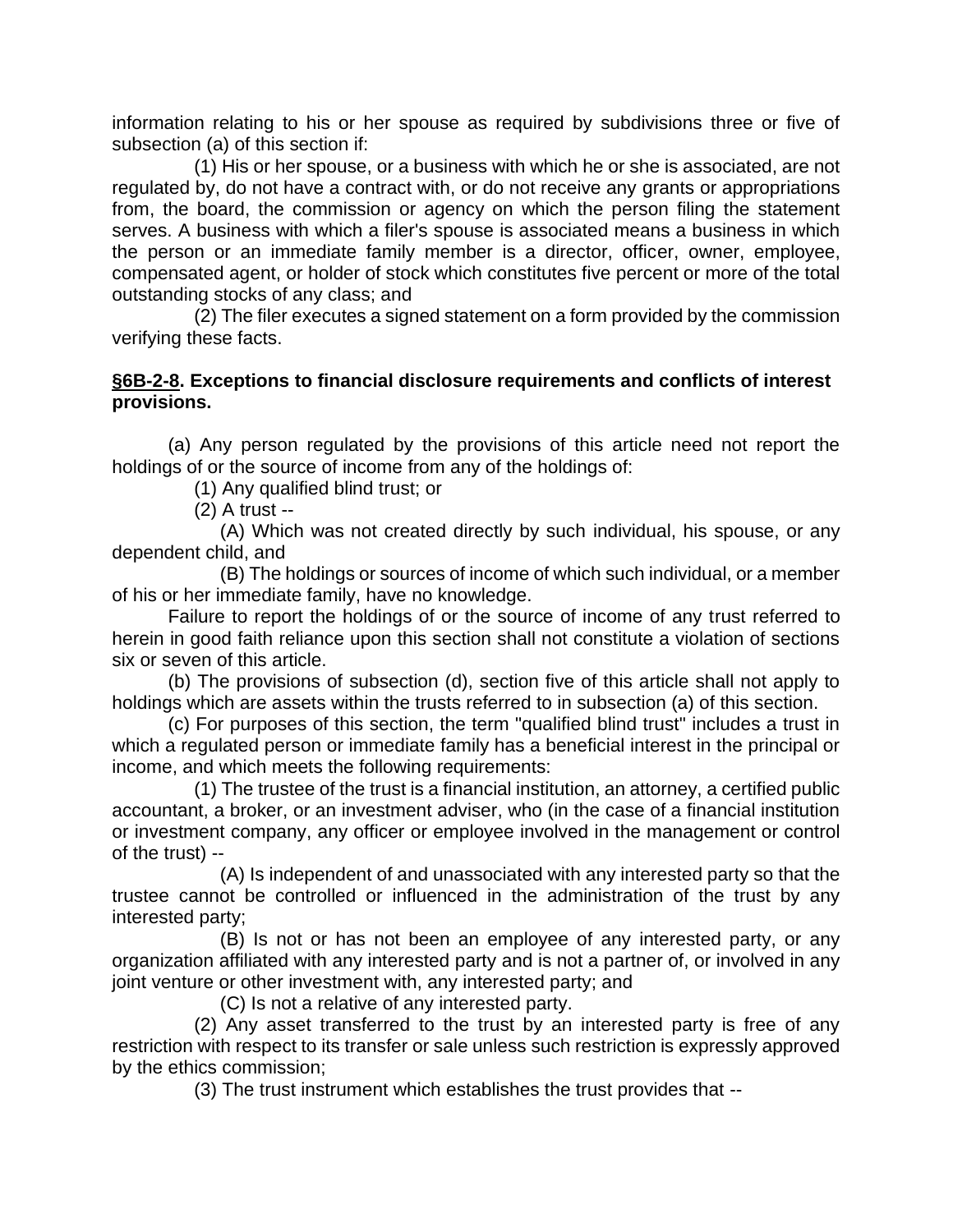information relating to his or her spouse as required by subdivisions three or five of subsection (a) of this section if:

(1) His or her spouse, or a business with which he or she is associated, are not regulated by, do not have a contract with, or do not receive any grants or appropriations from, the board, the commission or agency on which the person filing the statement serves. A business with which a filer's spouse is associated means a business in which the person or an immediate family member is a director, officer, owner, employee, compensated agent, or holder of stock which constitutes five percent or more of the total outstanding stocks of any class; and

(2) The filer executes a signed statement on a form provided by the commission verifying these facts.

### §6B-2-8. Exceptions to financial disclosure requirements and conflicts of interest provisions.

(a) Any person regulated by the provisions of this article need not report the holdings of or the source of income from any of the holdings of:

(1) Any qualified blind trust; or

(2) A trust --

(A) Which was not created directly by such individual, his spouse, or any dependent child, and

(B) The holdings or sources of income of which such individual, or a member of his or her immediate family, have no knowledge.

Failure to report the holdings of or the source of income of any trust referred to herein in good faith reliance upon this section shall not constitute a violation of sections six or seven of this article.

(b) The provisions of subsection (d), section five of this article shall not apply to holdings which are assets within the trusts referred to in subsection (a) of this section.

(c) For purposes of this section, the term "qualified blind trust" includes a trust in which a regulated person or immediate family has a beneficial interest in the principal or income, and which meets the following requirements:

(1) The trustee of the trust is a financial institution, an attorney, a certified public accountant, a broker, or an investment adviser, who (in the case of a financial institution or investment company, any officer or employee involved in the management or control of the trust) --

(A) Is independent of and unassociated with any interested party so that the trustee cannot be controlled or influenced in the administration of the trust by any interested party;

(B) Is not or has not been an employee of any interested party, or any organization affiliated with any interested party and is not a partner of, or involved in any joint venture or other investment with, any interested party; and

(C) Is not a relative of any interested party.

(2) Any asset transferred to the trust by an interested party is free of any restriction with respect to its transfer or sale unless such restriction is expressly approved by the ethics commission;

(3) The trust instrument which establishes the trust provides that --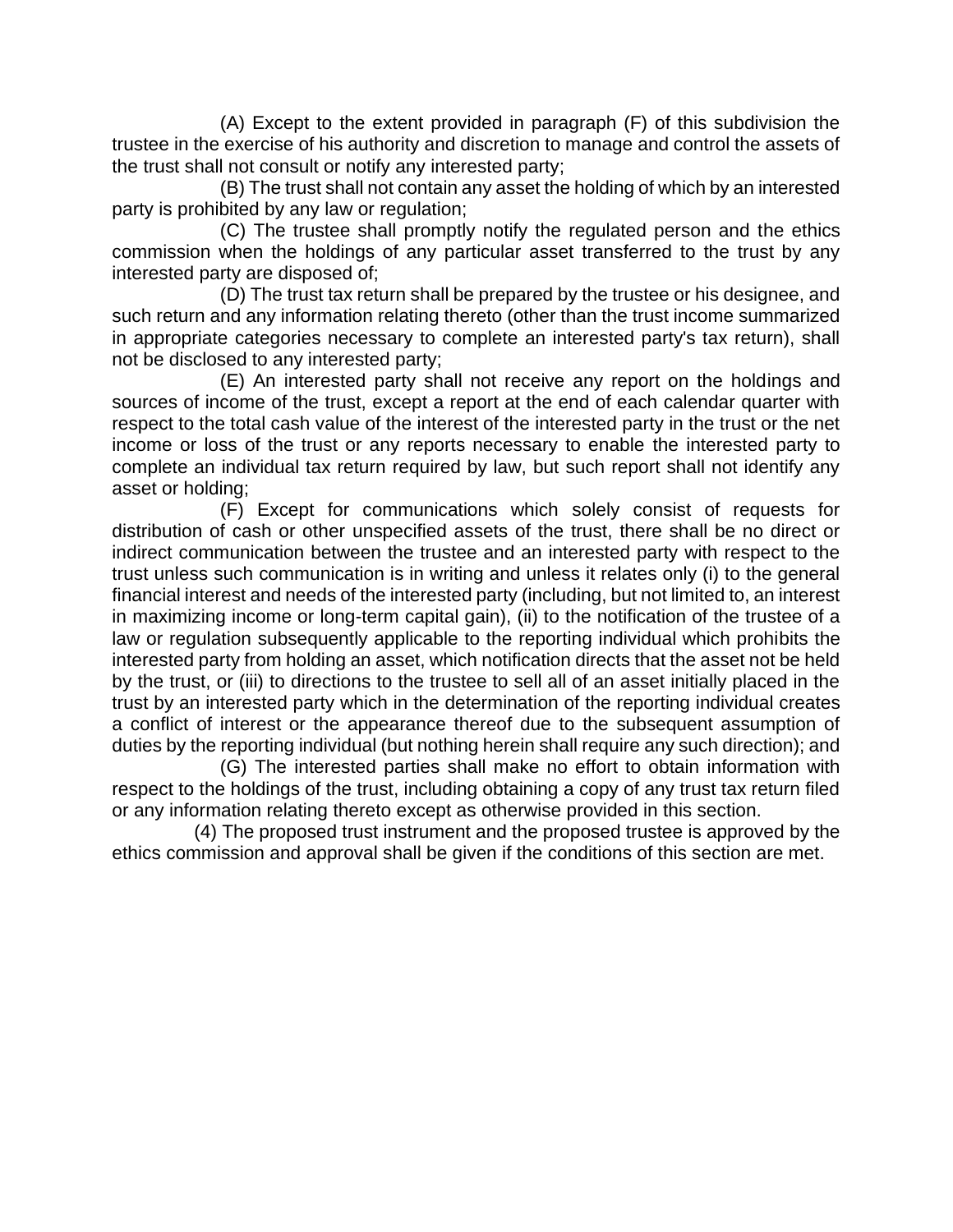(A) Except to the extent provided in paragraph (F) of this subdivision the trustee in the exercise of his authority and discretion to manage and control the assets of the trust shall not consult or notify any interested party;

(B) The trust shall not contain any asset the holding of which by an interested party is prohibited by any law or regulation;

(C) The trustee shall promptly notify the regulated person and the ethics commission when the holdings of any particular asset transferred to the trust by any interested party are disposed of;

(D) The trust tax return shall be prepared by the trustee or his designee, and such return and any information relating thereto (other than the trust income summarized in appropriate categories necessary to complete an interested party's tax return), shall not be disclosed to any interested party;

(E) An interested party shall not receive any report on the holdings and sources of income of the trust, except a report at the end of each calendar quarter with respect to the total cash value of the interest of the interested party in the trust or the net income or loss of the trust or any reports necessary to enable the interested party to complete an individual tax return required by law, but such report shall not identify any asset or holding;

(F) Except for communications which solely consist of requests for distribution of cash or other unspecified assets of the trust, there shall be no direct or indirect communication between the trustee and an interested party with respect to the trust unless such communication is in writing and unless it relates only (i) to the general financial interest and needs of the interested party (including, but not limited to, an interest in maximizing income or long-term capital gain), (ii) to the notification of the trustee of a law or regulation subsequently applicable to the reporting individual which prohibits the interested party from holding an asset, which notification directs that the asset not be held by the trust, or (iii) to directions to the trustee to sell all of an asset initially placed in the trust by an interested party which in the determination of the reporting individual creates a conflict of interest or the appearance thereof due to the subsequent assumption of duties by the reporting individual (but nothing herein shall require any such direction); and

(G) The interested parties shall make no effort to obtain information with respect to the holdings of the trust, including obtaining a copy of any trust tax return filed or any information relating thereto except as otherwise provided in this section.

(4) The proposed trust instrument and the proposed trustee is approved by the ethics commission and approval shall be given if the conditions of this section are met.